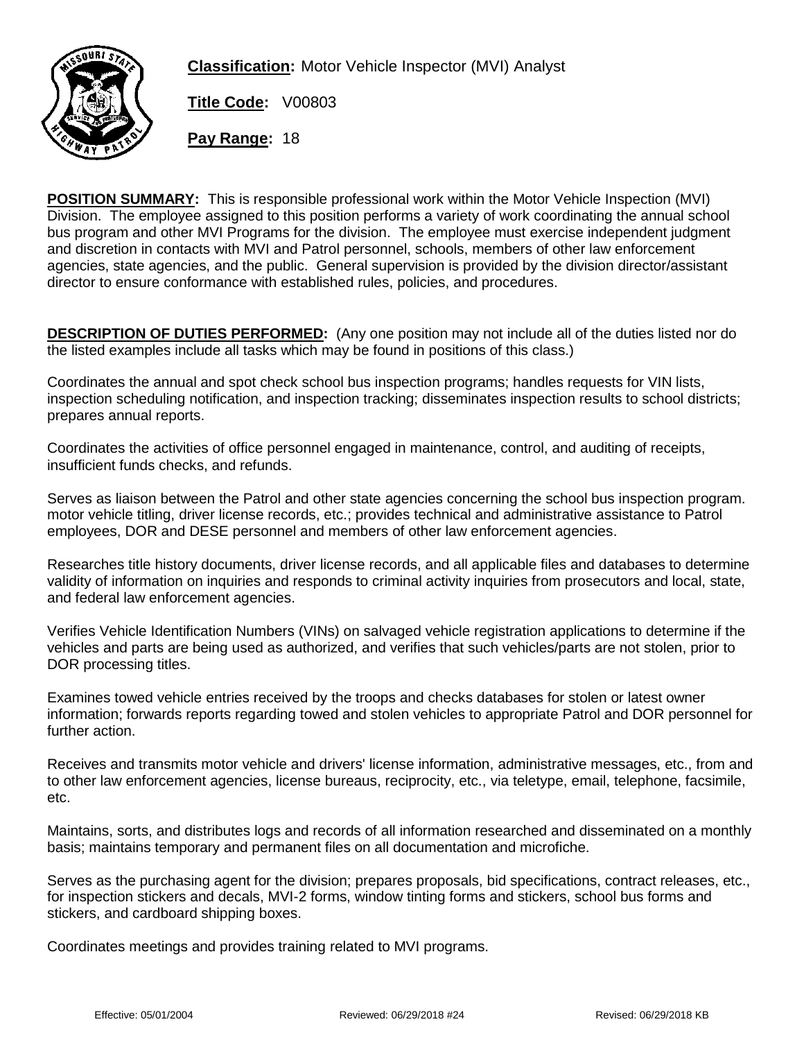**Classification:** Motor Vehicle Inspector (MVI) Analyst

**Title Code:** V00803

**Pay Range:** 18

**POSITION SUMMARY:** This is responsible professional work within the Motor Vehicle Inspection (MVI) Division. The employee assigned to this position performs a variety of work coordinating the annual school bus program and other MVI Programs for the division. The employee must exercise independent judgment and discretion in contacts with MVI and Patrol personnel, schools, members of other law enforcement agencies, state agencies, and the public. General supervision is provided by the division director/assistant director to ensure conformance with established rules, policies, and procedures.

**DESCRIPTION OF DUTIES PERFORMED:** (Any one position may not include all of the duties listed nor do the listed examples include all tasks which may be found in positions of this class.)

Coordinates the annual and spot check school bus inspection programs; handles requests for VIN lists, inspection scheduling notification, and inspection tracking; disseminates inspection results to school districts; prepares annual reports.

Coordinates the activities of office personnel engaged in maintenance, control, and auditing of receipts, insufficient funds checks, and refunds.

Serves as liaison between the Patrol and other state agencies concerning the school bus inspection program. motor vehicle titling, driver license records, etc.; provides technical and administrative assistance to Patrol employees, DOR and DESE personnel and members of other law enforcement agencies.

Researches title history documents, driver license records, and all applicable files and databases to determine validity of information on inquiries and responds to criminal activity inquiries from prosecutors and local, state, and federal law enforcement agencies.

Verifies Vehicle Identification Numbers (VINs) on salvaged vehicle registration applications to determine if the vehicles and parts are being used as authorized, and verifies that such vehicles/parts are not stolen, prior to DOR processing titles.

Examines towed vehicle entries received by the troops and checks databases for stolen or latest owner information; forwards reports regarding towed and stolen vehicles to appropriate Patrol and DOR personnel for further action.

Receives and transmits motor vehicle and drivers' license information, administrative messages, etc., from and to other law enforcement agencies, license bureaus, reciprocity, etc., via teletype, email, telephone, facsimile, etc.

Maintains, sorts, and distributes logs and records of all information researched and disseminated on a monthly basis; maintains temporary and permanent files on all documentation and microfiche.

Serves as the purchasing agent for the division; prepares proposals, bid specifications, contract releases, etc., for inspection stickers and decals, MVI-2 forms, window tinting forms and stickers, school bus forms and stickers, and cardboard shipping boxes.

Coordinates meetings and provides training related to MVI programs.

Effective: 05/01/2004 Reviewed: 06/29/2018 #24 Revised: 06/29/2018 KB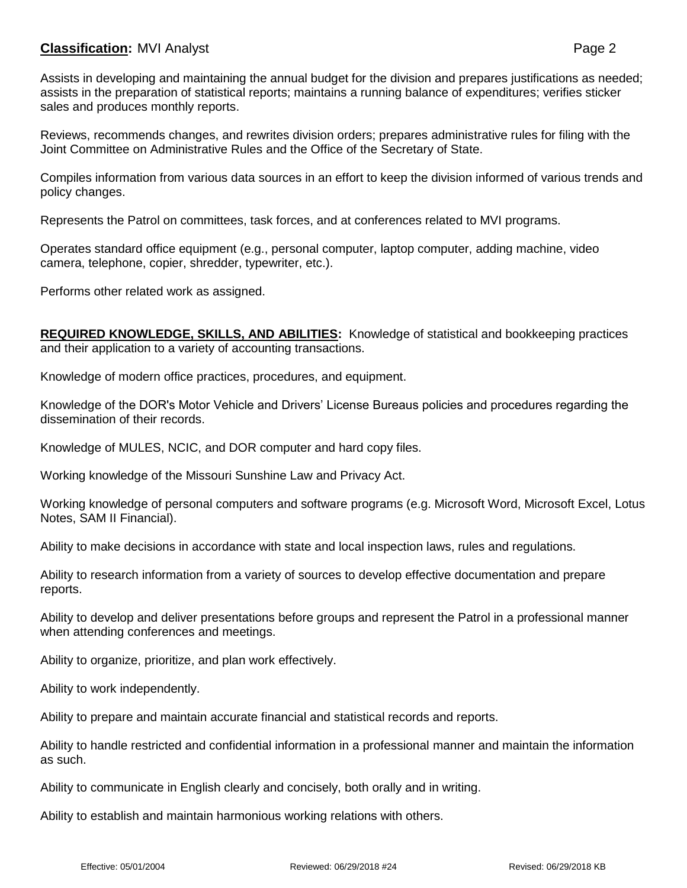Assists in developing and maintaining the annual budget for the division and prepares justifications as needed; assists in the preparation of statistical reports; maintains a running balance of expenditures; verifies sticker sales and produces monthly reports.

Reviews, recommends changes, and rewrites division orders; prepares administrative rules for filing with the Joint Committee on Administrative Rules and the Office of the Secretary of State.

Compiles information from various data sources in an effort to keep the division informed of various trends and policy changes.

Represents the Patrol on committees, task forces, and at conferences related to MVI programs.

Operates standard office equipment (e.g., personal computer, laptop computer, adding machine, video camera, telephone, copier, shredder, typewriter, etc.).

Performs other related work as assigned.

**REQUIRED KNOWLEDGE, SKILLS, AND ABILITIES:** Knowledge of statistical and bookkeeping practices and their application to a variety of accounting transactions.

Knowledge of modern office practices, procedures, and equipment.

Knowledge of the DOR's Motor Vehicle and Drivers' License Bureaus policies and procedures regarding the dissemination of their records.

Knowledge of MULES, NCIC, and DOR computer and hard copy files.

Working knowledge of the Missouri Sunshine Law and Privacy Act.

Working knowledge of personal computers and software programs (e.g. Microsoft Word, Microsoft Excel, Lotus Notes, SAM II Financial).

Ability to make decisions in accordance with state and local inspection laws, rules and regulations.

Ability to research information from a variety of sources to develop effective documentation and prepare reports.

Ability to develop and deliver presentations before groups and represent the Patrol in a professional manner when attending conferences and meetings.

Ability to organize, prioritize, and plan work effectively.

Ability to work independently.

Ability to prepare and maintain accurate financial and statistical records and reports.

Ability to handle restricted and confidential information in a professional manner and maintain the information as such.

Ability to communicate in English clearly and concisely, both orally and in writing.

Ability to establish and maintain harmonious working relations with others.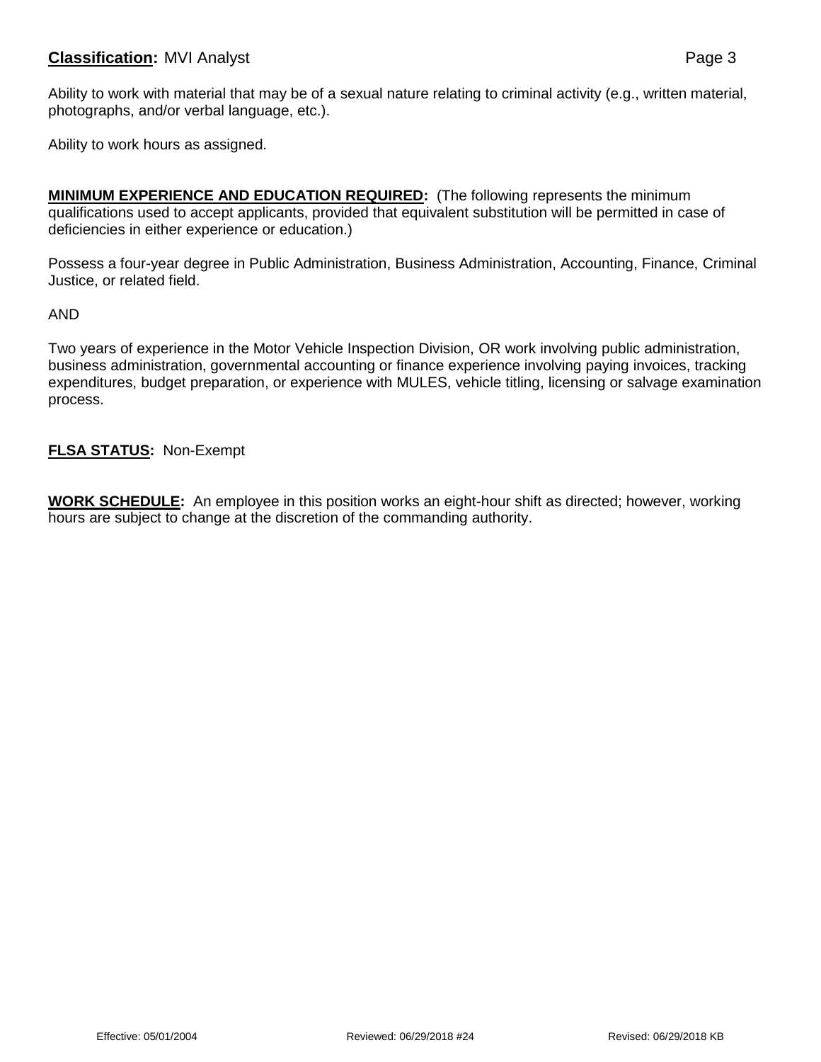Ability to work with material that may be of a sexual nature relating to criminal activity (e.g., written material, photographs, and/or verbal language, etc.).

Ability to work hours as assigned.

**MINIMUM EXPERIENCE AND EDUCATION REQUIRED:** (The following represents the minimum qualifications used to accept applicants, provided that equivalent substitution will be permitted in case of deficiencies in either experience or education.)

Possess a four-year degree in Public Administration, Business Administration, Accounting, Finance, Criminal Justice, or related field.

AND

Two years of experience in the Motor Vehicle Inspection Division, OR work involving public administration, business administration, governmental accounting or finance experience involving paying invoices, tracking expenditures, budget preparation, or experience with MULES, vehicle titling, licensing or salvage examination process.

**FLSA STATUS:** Non-Exempt

**WORK SCHEDULE:** An employee in this position works an eight-hour shift as directed; however, working hours are subject to change at the discretion of the commanding authority.

Effective: 05/01/2004 Reviewed: 06/29/2018 #24 Revised: 06/29/2018 KB